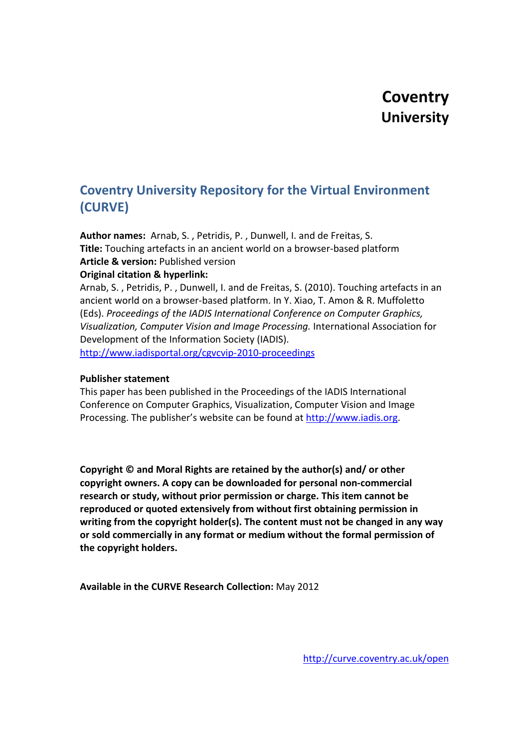# Coventry University

## Coventry University Repository for the Virtual Environment (CURVE)

**Author names:** Arnab, S. , Petridis, P. , Dunwell, I. and de Freitas, S.
**Title:** Touching artefacts in an ancient world on a browser-based platform
**Article & version:** Published version
**Original citation & hyperlink:**
Arnab, S. , Petridis, P. , Dunwell, I. and de Freitas, S. (2010). Touching artefacts in an ancient world on a browser-based platform. In Y. Xiao, T. Amon & R. Muffoletto (Eds). *Proceedings of the IADIS International Conference on Computer Graphics, Visualization, Computer Vision and Image Processing.* International Association for Development of the Information Society (IADIS).
http://www.iadisportal.org/cgvcvip-2010-proceedings

**Publisher statement**
This paper has been published in the Proceedings of the IADIS International Conference on Computer Graphics, Visualization, Computer Vision and Image Processing. The publisher's website can be found at http://www.iadis.org.

**Copyright © and Moral Rights are retained by the author(s) and/ or other copyright owners. A copy can be downloaded for personal non-commercial research or study, without prior permission or charge. This item cannot be reproduced or quoted extensively from without first obtaining permission in writing from the copyright holder(s). The content must not be changed in any way or sold commercially in any format or medium without the formal permission of the copyright holders.**

**Available in the CURVE Research Collection:** May 2012

http://curve.coventry.ac.uk/open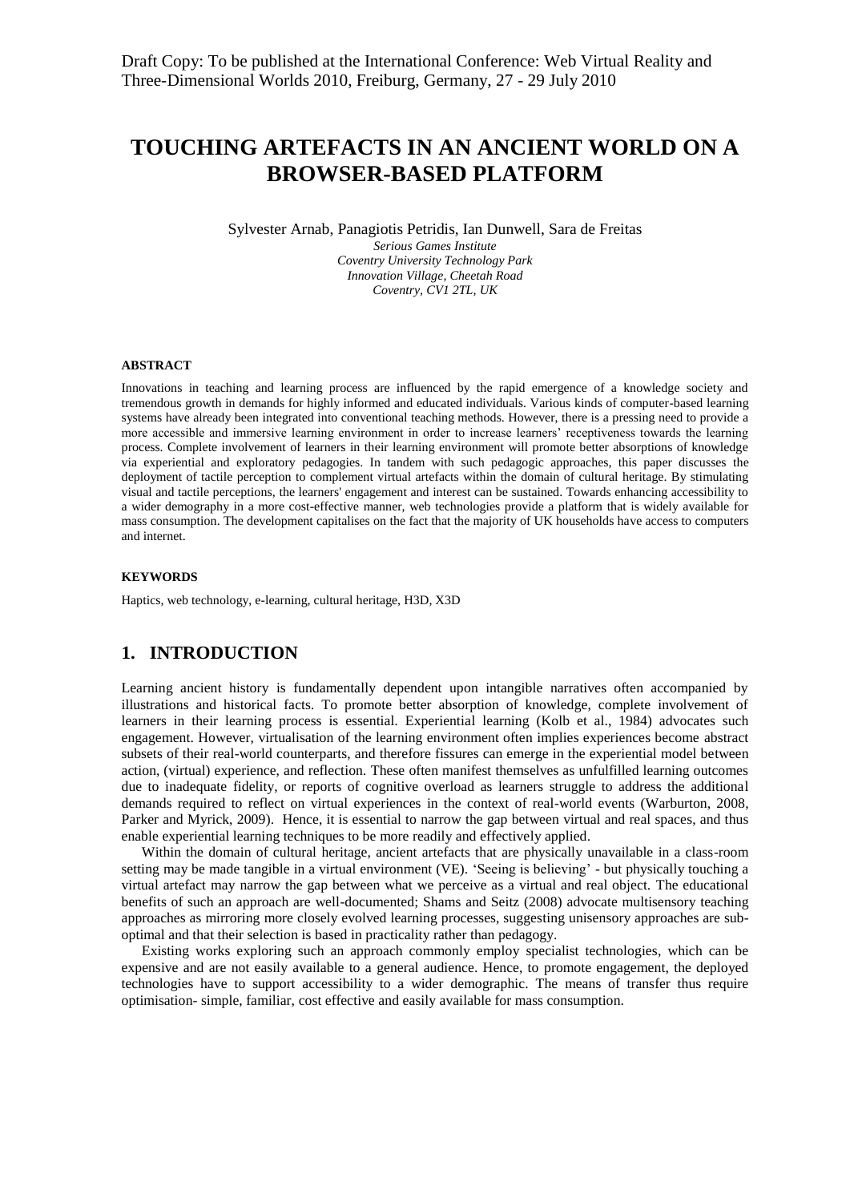Draft Copy: To be published at the International Conference: Web Virtual Reality and Three-Dimensional Worlds 2010, Freiburg, Germany, 27 - 29 July 2010

# TOUCHING ARTEFACTS IN AN ANCIENT WORLD ON A BROWSER-BASED PLATFORM

Sylvester Arnab, Panagiotis Petridis, Ian Dunwell, Sara de Freitas

*Serious Games Institute*
*Coventry University Technology Park*
*Innovation Village, Cheetah Road*
*Coventry, CV1 2TL, UK*

#### ABSTRACT

Innovations in teaching and learning process are influenced by the rapid emergence of a knowledge society and tremendous growth in demands for highly informed and educated individuals. Various kinds of computer-based learning systems have already been integrated into conventional teaching methods. However, there is a pressing need to provide a more accessible and immersive learning environment in order to increase learners' receptiveness towards the learning process. Complete involvement of learners in their learning environment will promote better absorptions of knowledge via experiential and exploratory pedagogies. In tandem with such pedagogic approaches, this paper discusses the deployment of tactile perception to complement virtual artefacts within the domain of cultural heritage. By stimulating visual and tactile perceptions, the learners' engagement and interest can be sustained. Towards enhancing accessibility to a wider demography in a more cost-effective manner, web technologies provide a platform that is widely available for mass consumption. The development capitalises on the fact that the majority of UK households have access to computers and internet.

#### KEYWORDS

Haptics, web technology, e-learning, cultural heritage, H3D, X3D

## 1. INTRODUCTION

Learning ancient history is fundamentally dependent upon intangible narratives often accompanied by illustrations and historical facts. To promote better absorption of knowledge, complete involvement of learners in their learning process is essential. Experiential learning (Kolb et al., 1984) advocates such engagement. However, virtualisation of the learning environment often implies experiences become abstract subsets of their real-world counterparts, and therefore fissures can emerge in the experiential model between action, (virtual) experience, and reflection. These often manifest themselves as unfulfilled learning outcomes due to inadequate fidelity, or reports of cognitive overload as learners struggle to address the additional demands required to reflect on virtual experiences in the context of real-world events (Warburton, 2008, Parker and Myrick, 2009). Hence, it is essential to narrow the gap between virtual and real spaces, and thus enable experiential learning techniques to be more readily and effectively applied.

Within the domain of cultural heritage, ancient artefacts that are physically unavailable in a class-room setting may be made tangible in a virtual environment (VE). 'Seeing is believing' - but physically touching a virtual artefact may narrow the gap between what we perceive as a virtual and real object. The educational benefits of such an approach are well-documented; Shams and Seitz (2008) advocate multisensory teaching approaches as mirroring more closely evolved learning processes, suggesting unisensory approaches are sub-optimal and that their selection is based in practicality rather than pedagogy.

Existing works exploring such an approach commonly employ specialist technologies, which can be expensive and are not easily available to a general audience. Hence, to promote engagement, the deployed technologies have to support accessibility to a wider demographic. The means of transfer thus require optimisation- simple, familiar, cost effective and easily available for mass consumption.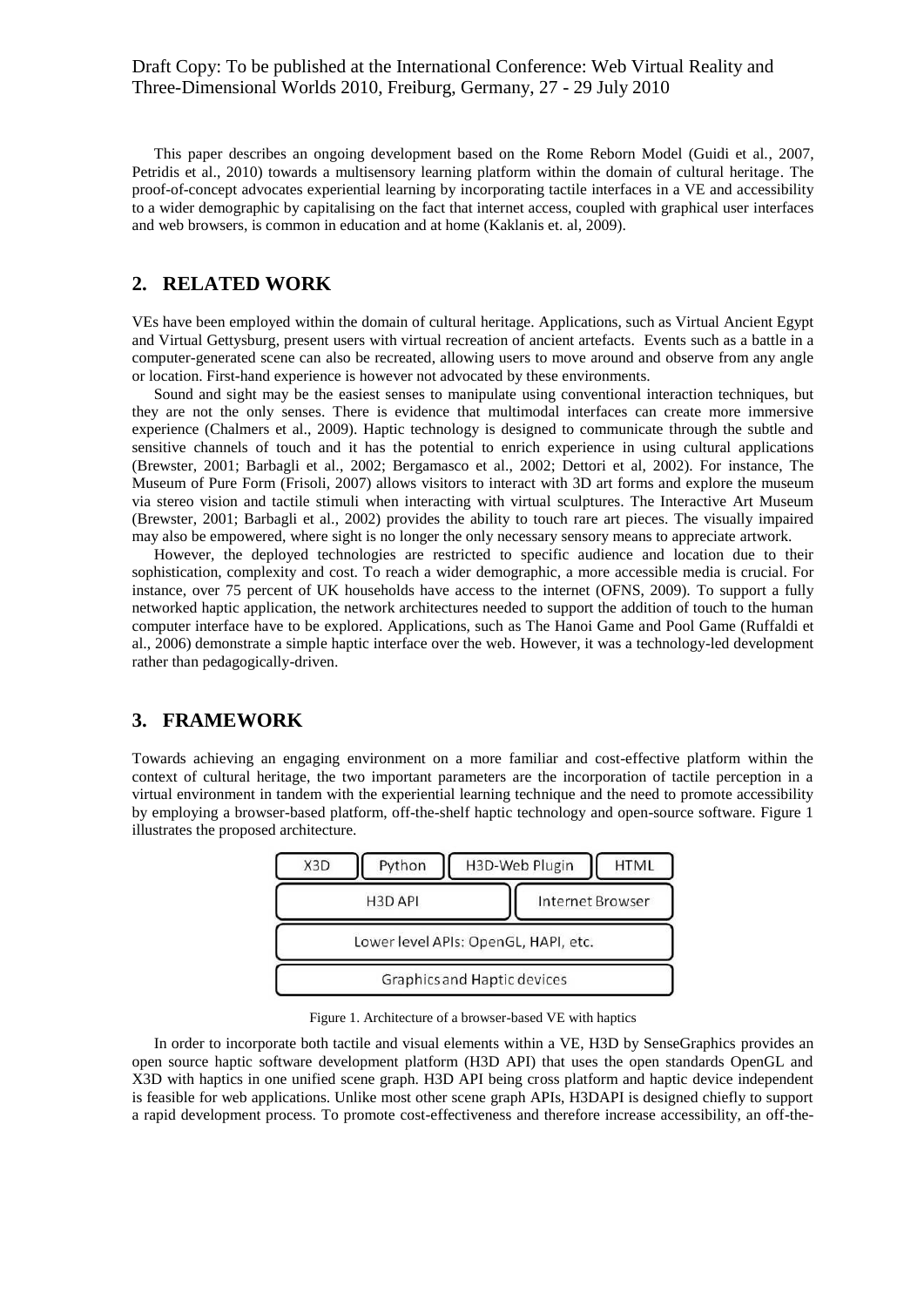This paper describes an ongoing development based on the Rome Reborn Model (Guidi et al., 2007, Petridis et al., 2010) towards a multisensory learning platform within the domain of cultural heritage. The proof-of-concept advocates experiential learning by incorporating tactile interfaces in a VE and accessibility to a wider demographic by capitalising on the fact that internet access, coupled with graphical user interfaces and web browsers, is common in education and at home (Kaklanis et. al, 2009).

## 2. RELATED WORK

VEs have been employed within the domain of cultural heritage. Applications, such as Virtual Ancient Egypt and Virtual Gettysburg, present users with virtual recreation of ancient artefacts. Events such as a battle in a computer-generated scene can also be recreated, allowing users to move around and observe from any angle or location. First-hand experience is however not advocated by these environments.

Sound and sight may be the easiest senses to manipulate using conventional interaction techniques, but they are not the only senses. There is evidence that multimodal interfaces can create more immersive experience (Chalmers et al., 2009). Haptic technology is designed to communicate through the subtle and sensitive channels of touch and it has the potential to enrich experience in using cultural applications (Brewster, 2001; Barbagli et al., 2002; Bergamasco et al., 2002; Dettori et al, 2002). For instance, The Museum of Pure Form (Frisoli, 2007) allows visitors to interact with 3D art forms and explore the museum via stereo vision and tactile stimuli when interacting with virtual sculptures. The Interactive Art Museum (Brewster, 2001; Barbagli et al., 2002) provides the ability to touch rare art pieces. The visually impaired may also be empowered, where sight is no longer the only necessary sensory means to appreciate artwork.

However, the deployed technologies are restricted to specific audience and location due to their sophistication, complexity and cost. To reach a wider demographic, a more accessible media is crucial. For instance, over 75 percent of UK households have access to the internet (OFNS, 2009). To support a fully networked haptic application, the network architectures needed to support the addition of touch to the human computer interface have to be explored. Applications, such as The Hanoi Game and Pool Game (Ruffaldi et al., 2006) demonstrate a simple haptic interface over the web. However, it was a technology-led development rather than pedagogically-driven.

## 3. FRAMEWORK

Towards achieving an engaging environment on a more familiar and cost-effective platform within the context of cultural heritage, the two important parameters are the incorporation of tactile perception in a virtual environment in tandem with the experiential learning technique and the need to promote accessibility by employing a browser-based platform, off-the-shelf haptic technology and open-source software. Figure 1 illustrates the proposed architecture.

| X3D | Python | H3D-Web Plugin | HTML |
|---|---|---|---|
| H3D API | | Internet Browser | |
| Lower level APIs: OpenGL, HAPI, etc. | | | |
| Graphics and Haptic devices | | | |

Figure 1. Architecture of a browser-based VE with haptics

In order to incorporate both tactile and visual elements within a VE, H3D by SenseGraphics provides an open source haptic software development platform (H3D API) that uses the open standards OpenGL and X3D with haptics in one unified scene graph. H3D API being cross platform and haptic device independent is feasible for web applications. Unlike most other scene graph APIs, H3DAPI is designed chiefly to support a rapid development process. To promote cost-effectiveness and therefore increase accessibility, an off-the-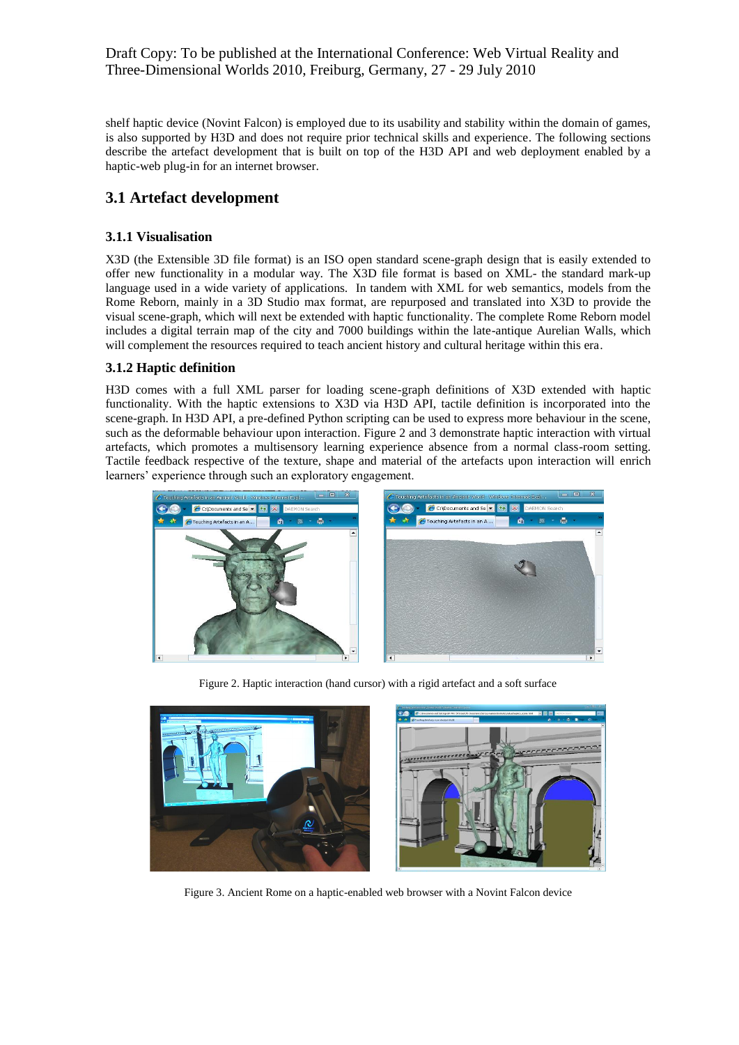shelf haptic device (Novint Falcon) is employed due to its usability and stability within the domain of games, is also supported by H3D and does not require prior technical skills and experience. The following sections describe the artefact development that is built on top of the H3D API and web deployment enabled by a haptic-web plug-in for an internet browser.

## 3.1 Artefact development

### 3.1.1 Visualisation

X3D (the Extensible 3D file format) is an ISO open standard scene-graph design that is easily extended to offer new functionality in a modular way. The X3D file format is based on XML- the standard mark-up language used in a wide variety of applications. In tandem with XML for web semantics, models from the Rome Reborn, mainly in a 3D Studio max format, are repurposed and translated into X3D to provide the visual scene-graph, which will next be extended with haptic functionality. The complete Rome Reborn model includes a digital terrain map of the city and 7000 buildings within the late-antique Aurelian Walls, which will complement the resources required to teach ancient history and cultural heritage within this era.

### 3.1.2 Haptic definition

H3D comes with a full XML parser for loading scene-graph definitions of X3D extended with haptic functionality. With the haptic extensions to X3D via H3D API, tactile definition is incorporated into the scene-graph. In H3D API, a pre-defined Python scripting can be used to express more behaviour in the scene, such as the deformable behaviour upon user interaction. Figure 2 and 3 demonstrate haptic interaction with virtual artefacts, which promotes a multisensory learning experience absence from a normal class-room setting. Tactile feedback respective of the texture, shape and material of the artefacts upon interaction will enrich learners' experience through such an exploratory engagement.

Figure 2. Haptic interaction (hand cursor) with a rigid artefact and a soft surface

Figure 3. Ancient Rome on a haptic-enabled web browser with a Novint Falcon device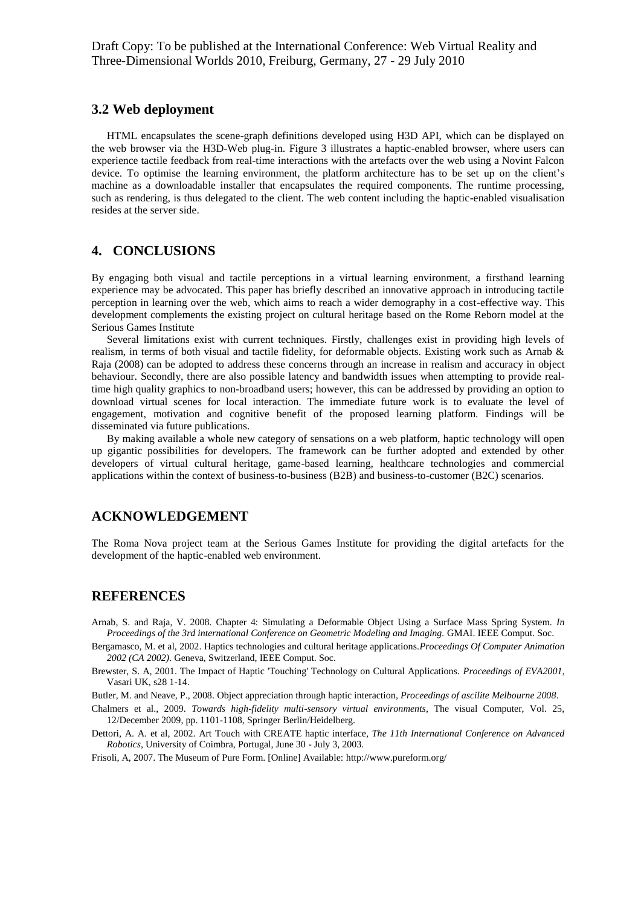### 3.2 Web deployment

HTML encapsulates the scene-graph definitions developed using H3D API, which can be displayed on the web browser via the H3D-Web plug-in. Figure 3 illustrates a haptic-enabled browser, where users can experience tactile feedback from real-time interactions with the artefacts over the web using a Novint Falcon device. To optimise the learning environment, the platform architecture has to be set up on the client's machine as a downloadable installer that encapsulates the required components. The runtime processing, such as rendering, is thus delegated to the client. The web content including the haptic-enabled visualisation resides at the server side.

## 4. CONCLUSIONS

By engaging both visual and tactile perceptions in a virtual learning environment, a firsthand learning experience may be advocated. This paper has briefly described an innovative approach in introducing tactile perception in learning over the web, which aims to reach a wider demography in a cost-effective way. This development complements the existing project on cultural heritage based on the Rome Reborn model at the Serious Games Institute

Several limitations exist with current techniques. Firstly, challenges exist in providing high levels of realism, in terms of both visual and tactile fidelity, for deformable objects. Existing work such as Arnab & Raja (2008) can be adopted to address these concerns through an increase in realism and accuracy in object behaviour. Secondly, there are also possible latency and bandwidth issues when attempting to provide real-time high quality graphics to non-broadband users; however, this can be addressed by providing an option to download virtual scenes for local interaction. The immediate future work is to evaluate the level of engagement, motivation and cognitive benefit of the proposed learning platform. Findings will be disseminated via future publications.

By making available a whole new category of sensations on a web platform, haptic technology will open up gigantic possibilities for developers. The framework can be further adopted and extended by other developers of virtual cultural heritage, game-based learning, healthcare technologies and commercial applications within the context of business-to-business (B2B) and business-to-customer (B2C) scenarios.

## ACKNOWLEDGEMENT

The Roma Nova project team at the Serious Games Institute for providing the digital artefacts for the development of the haptic-enabled web environment.

## REFERENCES

Arnab, S. and Raja, V. 2008. Chapter 4: Simulating a Deformable Object Using a Surface Mass Spring System. *In Proceedings of the 3rd international Conference on Geometric Modeling and Imaging.* GMAI. IEEE Comput. Soc.

Bergamasco, M. et al, 2002. Haptics technologies and cultural heritage applications.*Proceedings Of Computer Animation 2002 (CA 2002)*. Geneva, Switzerland, IEEE Comput. Soc.

Brewster, S. A, 2001. The Impact of Haptic 'Touching' Technology on Cultural Applications. *Proceedings of EVA2001*, Vasari UK, s28 1-14.

Butler, M. and Neave, P., 2008. Object appreciation through haptic interaction, *Proceedings of ascilite Melbourne 2008*.

Chalmers et al., 2009. *Towards high-fidelity multi-sensory virtual environments*, The visual Computer, Vol. 25, 12/December 2009, pp. 1101-1108, Springer Berlin/Heidelberg.

Dettori, A. A. et al, 2002. Art Touch with CREATE haptic interface, *The 11th International Conference on Advanced Robotics*, University of Coimbra, Portugal, June 30 - July 3, 2003.

Frisoli, A, 2007. The Museum of Pure Form. [Online] Available: http://www.pureform.org/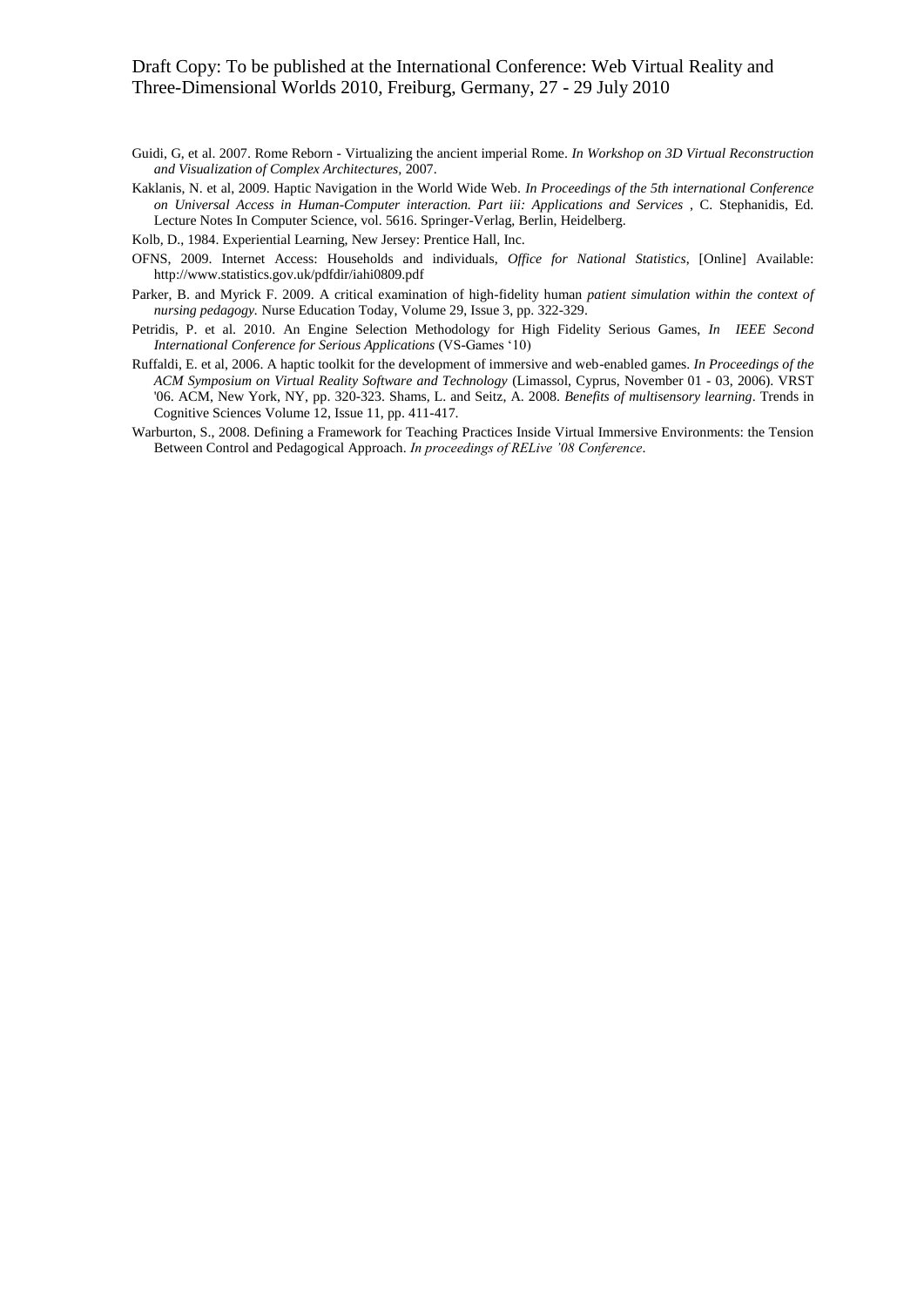Guidi, G, et al. 2007. Rome Reborn - Virtualizing the ancient imperial Rome. *In Workshop on 3D Virtual Reconstruction and Visualization of Complex Architectures*, 2007.

Kaklanis, N. et al, 2009. Haptic Navigation in the World Wide Web. *In Proceedings of the 5th international Conference on Universal Access in Human-Computer interaction. Part iii: Applications and Services* , C. Stephanidis, Ed. Lecture Notes In Computer Science, vol. 5616. Springer-Verlag, Berlin, Heidelberg.

Kolb, D., 1984. Experiential Learning, New Jersey: Prentice Hall, Inc.

OFNS, 2009. Internet Access: Households and individuals, *Office for National Statistics*, [Online] Available: http://www.statistics.gov.uk/pdfdir/iahi0809.pdf

Parker, B. and Myrick F. 2009. A critical examination of high-fidelity human *patient simulation within the context of nursing pedagogy.* Nurse Education Today, Volume 29, Issue 3, pp. 322-329.

Petridis, P. et al. 2010. An Engine Selection Methodology for High Fidelity Serious Games, *In IEEE Second International Conference for Serious Applications* (VS-Games '10)

Ruffaldi, E. et al, 2006. A haptic toolkit for the development of immersive and web-enabled games. *In Proceedings of the ACM Symposium on Virtual Reality Software and Technology* (Limassol, Cyprus, November 01 - 03, 2006). VRST '06. ACM, New York, NY, pp. 320-323. Shams, L. and Seitz, A. 2008. *Benefits of multisensory learning*. Trends in Cognitive Sciences Volume 12, Issue 11, pp. 411-417.

Warburton, S., 2008. Defining a Framework for Teaching Practices Inside Virtual Immersive Environments: the Tension Between Control and Pedagogical Approach. *In proceedings of RELive '08 Conference*.